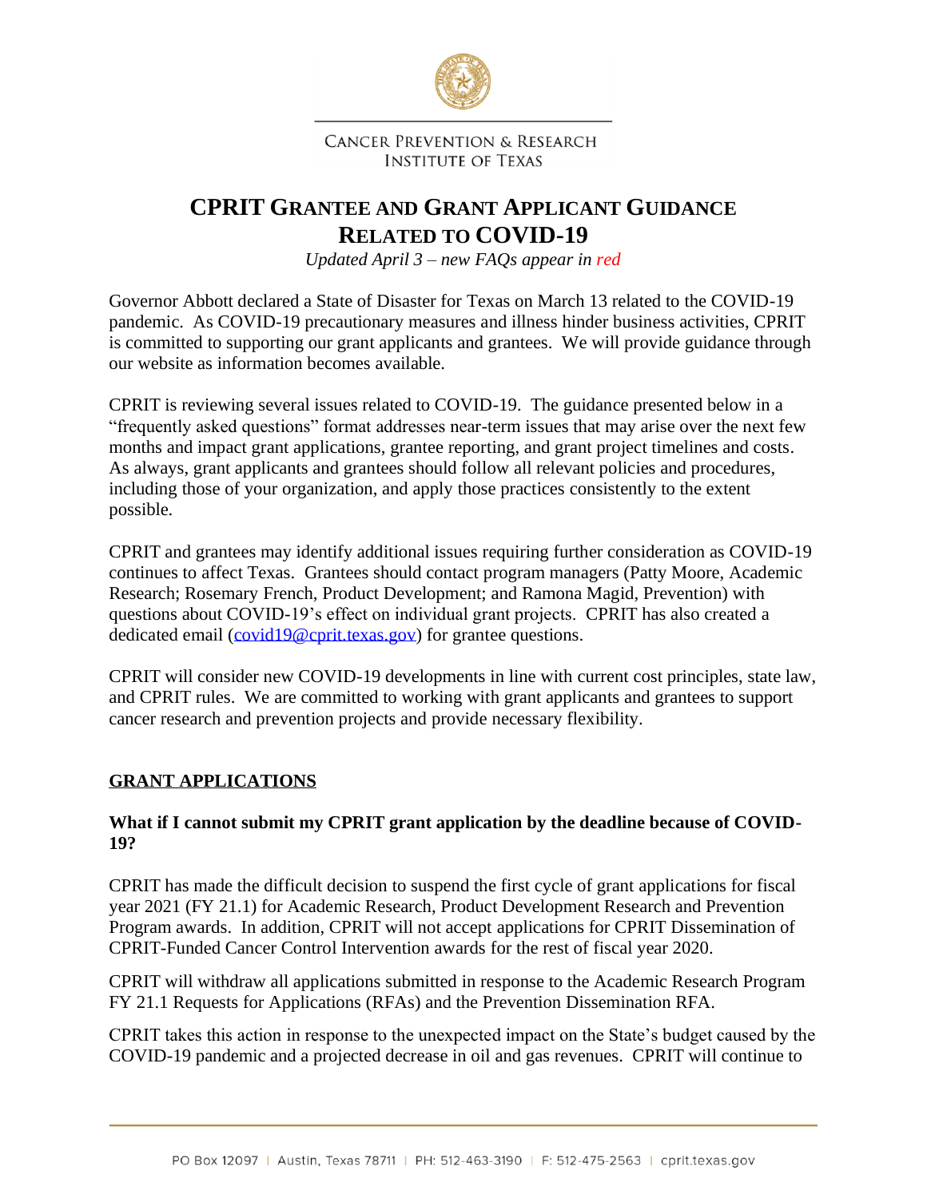CANCER PREVENTION & RESEARCH
INSTITUTE OF TEXAS

# CPRIT GRANTEE AND GRANT APPLICANT GUIDANCE RELATED TO COVID-19

*Updated April 3 – new FAQs appear in red*

Governor Abbott declared a State of Disaster for Texas on March 13 related to the COVID-19 pandemic. As COVID-19 precautionary measures and illness hinder business activities, CPRIT is committed to supporting our grant applicants and grantees. We will provide guidance through our website as information becomes available.

CPRIT is reviewing several issues related to COVID-19. The guidance presented below in a "frequently asked questions" format addresses near-term issues that may arise over the next few months and impact grant applications, grantee reporting, and grant project timelines and costs. As always, grant applicants and grantees should follow all relevant policies and procedures, including those of your organization, and apply those practices consistently to the extent possible.

CPRIT and grantees may identify additional issues requiring further consideration as COVID-19 continues to affect Texas. Grantees should contact program managers (Patty Moore, Academic Research; Rosemary French, Product Development; and Ramona Magid, Prevention) with questions about COVID-19's effect on individual grant projects. CPRIT has also created a dedicated email (covid19@cprit.texas.gov) for grantee questions.

CPRIT will consider new COVID-19 developments in line with current cost principles, state law, and CPRIT rules. We are committed to working with grant applicants and grantees to support cancer research and prevention projects and provide necessary flexibility.

## GRANT APPLICATIONS

**What if I cannot submit my CPRIT grant application by the deadline because of COVID-19?**

CPRIT has made the difficult decision to suspend the first cycle of grant applications for fiscal year 2021 (FY 21.1) for Academic Research, Product Development Research and Prevention Program awards. In addition, CPRIT will not accept applications for CPRIT Dissemination of CPRIT-Funded Cancer Control Intervention awards for the rest of fiscal year 2020.

CPRIT will withdraw all applications submitted in response to the Academic Research Program FY 21.1 Requests for Applications (RFAs) and the Prevention Dissemination RFA.

CPRIT takes this action in response to the unexpected impact on the State's budget caused by the COVID-19 pandemic and a projected decrease in oil and gas revenues. CPRIT will continue to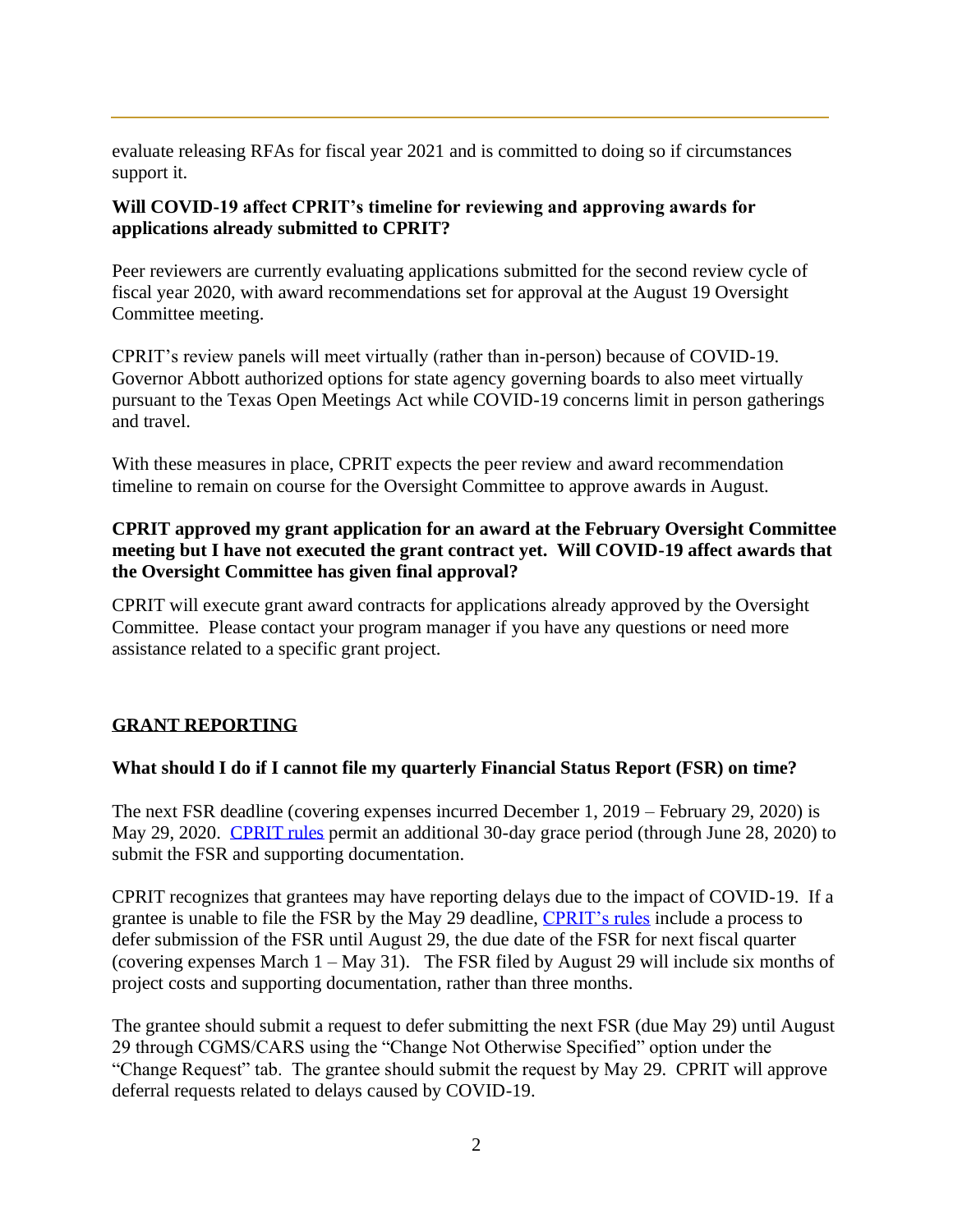evaluate releasing RFAs for fiscal year 2021 and is committed to doing so if circumstances support it.

**Will COVID-19 affect CPRIT's timeline for reviewing and approving awards for applications already submitted to CPRIT?**

Peer reviewers are currently evaluating applications submitted for the second review cycle of fiscal year 2020, with award recommendations set for approval at the August 19 Oversight Committee meeting.

CPRIT's review panels will meet virtually (rather than in-person) because of COVID-19. Governor Abbott authorized options for state agency governing boards to also meet virtually pursuant to the Texas Open Meetings Act while COVID-19 concerns limit in person gatherings and travel.

With these measures in place, CPRIT expects the peer review and award recommendation timeline to remain on course for the Oversight Committee to approve awards in August.

**CPRIT approved my grant application for an award at the February Oversight Committee meeting but I have not executed the grant contract yet. Will COVID-19 affect awards that the Oversight Committee has given final approval?**

CPRIT will execute grant award contracts for applications already approved by the Oversight Committee. Please contact your program manager if you have any questions or need more assistance related to a specific grant project.

## GRANT REPORTING

**What should I do if I cannot file my quarterly Financial Status Report (FSR) on time?**

The next FSR deadline (covering expenses incurred December 1, 2019 – February 29, 2020) is May 29, 2020. CPRIT rules permit an additional 30-day grace period (through June 28, 2020) to submit the FSR and supporting documentation.

CPRIT recognizes that grantees may have reporting delays due to the impact of COVID-19. If a grantee is unable to file the FSR by the May 29 deadline, CPRIT's rules include a process to defer submission of the FSR until August 29, the due date of the FSR for next fiscal quarter (covering expenses March 1 – May 31). The FSR filed by August 29 will include six months of project costs and supporting documentation, rather than three months.

The grantee should submit a request to defer submitting the next FSR (due May 29) until August 29 through CGMS/CARS using the "Change Not Otherwise Specified" option under the "Change Request" tab. The grantee should submit the request by May 29. CPRIT will approve deferral requests related to delays caused by COVID-19.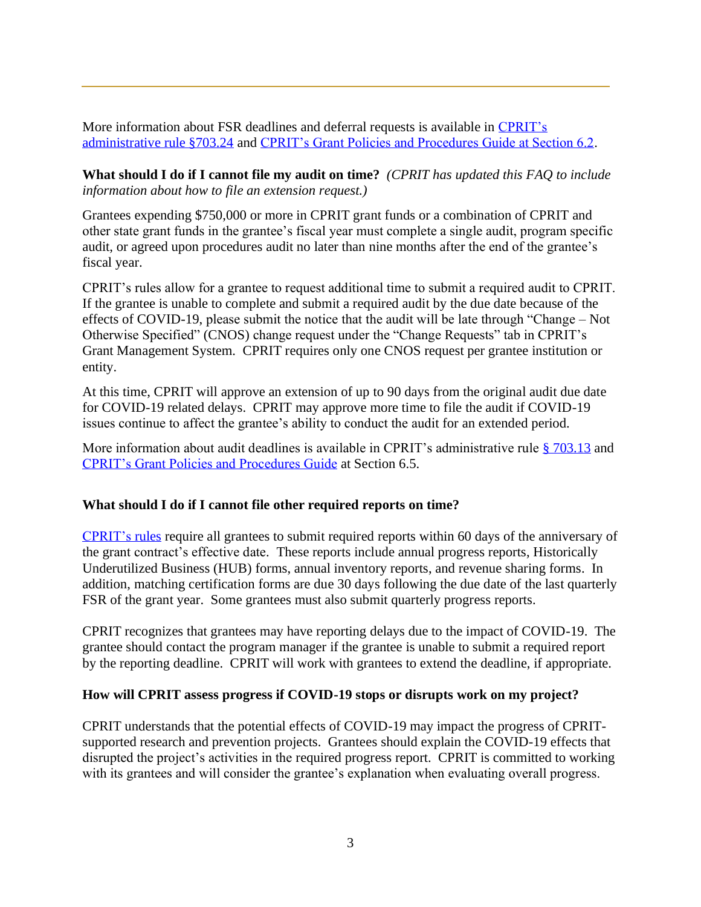More information about FSR deadlines and deferral requests is available in [CPRIT's administrative rule §703.24]() and [CPRIT's Grant Policies and Procedures Guide at Section 6.2]().

**What should I do if I cannot file my audit on time?** *(CPRIT has updated this FAQ to include information about how to file an extension request.)*

Grantees expending $750,000 or more in CPRIT grant funds or a combination of CPRIT and other state grant funds in the grantee's fiscal year must complete a single audit, program specific audit, or agreed upon procedures audit no later than nine months after the end of the grantee's fiscal year.

CPRIT's rules allow for a grantee to request additional time to submit a required audit to CPRIT. If the grantee is unable to complete and submit a required audit by the due date because of the effects of COVID-19, please submit the notice that the audit will be late through "Change – Not Otherwise Specified" (CNOS) change request under the "Change Requests" tab in CPRIT's Grant Management System. CPRIT requires only one CNOS request per grantee institution or entity.

At this time, CPRIT will approve an extension of up to 90 days from the original audit due date for COVID-19 related delays. CPRIT may approve more time to file the audit if COVID-19 issues continue to affect the grantee's ability to conduct the audit for an extended period.

More information about audit deadlines is available in CPRIT's administrative rule [§ 703.13]() and [CPRIT's Grant Policies and Procedures Guide]() at Section 6.5.

**What should I do if I cannot file other required reports on time?**

[CPRIT's rules]() require all grantees to submit required reports within 60 days of the anniversary of the grant contract's effective date. These reports include annual progress reports, Historically Underutilized Business (HUB) forms, annual inventory reports, and revenue sharing forms. In addition, matching certification forms are due 30 days following the due date of the last quarterly FSR of the grant year. Some grantees must also submit quarterly progress reports.

CPRIT recognizes that grantees may have reporting delays due to the impact of COVID-19. The grantee should contact the program manager if the grantee is unable to submit a required report by the reporting deadline. CPRIT will work with grantees to extend the deadline, if appropriate.

**How will CPRIT assess progress if COVID-19 stops or disrupts work on my project?**

CPRIT understands that the potential effects of COVID-19 may impact the progress of CPRIT-supported research and prevention projects. Grantees should explain the COVID-19 effects that disrupted the project's activities in the required progress report. CPRIT is committed to working with its grantees and will consider the grantee's explanation when evaluating overall progress.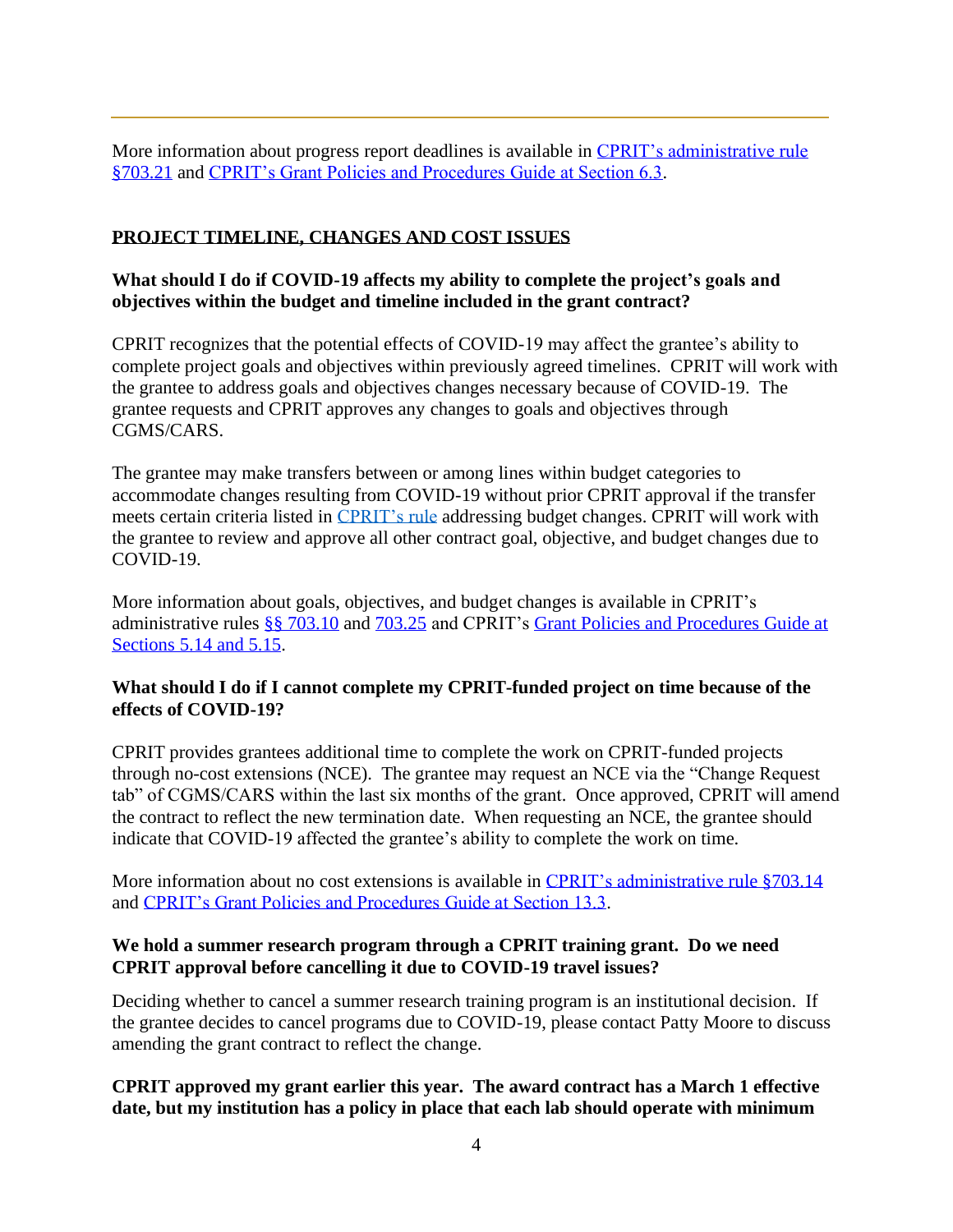More information about progress report deadlines is available in [CPRIT's administrative rule §703.21]() and [CPRIT's Grant Policies and Procedures Guide at Section 6.3]().

## PROJECT TIMELINE, CHANGES AND COST ISSUES

**What should I do if COVID-19 affects my ability to complete the project's goals and objectives within the budget and timeline included in the grant contract?**

CPRIT recognizes that the potential effects of COVID-19 may affect the grantee's ability to complete project goals and objectives within previously agreed timelines. CPRIT will work with the grantee to address goals and objectives changes necessary because of COVID-19. The grantee requests and CPRIT approves any changes to goals and objectives through CGMS/CARS.

The grantee may make transfers between or among lines within budget categories to accommodate changes resulting from COVID-19 without prior CPRIT approval if the transfer meets certain criteria listed in [CPRIT's rule]() addressing budget changes. CPRIT will work with the grantee to review and approve all other contract goal, objective, and budget changes due to COVID-19.

More information about goals, objectives, and budget changes is available in CPRIT's administrative rules [§§ 703.10]() and [703.25]() and CPRIT's [Grant Policies and Procedures Guide at Sections 5.14 and 5.15]().

**What should I do if I cannot complete my CPRIT-funded project on time because of the effects of COVID-19?**

CPRIT provides grantees additional time to complete the work on CPRIT-funded projects through no-cost extensions (NCE). The grantee may request an NCE via the "Change Request tab" of CGMS/CARS within the last six months of the grant. Once approved, CPRIT will amend the contract to reflect the new termination date. When requesting an NCE, the grantee should indicate that COVID-19 affected the grantee's ability to complete the work on time.

More information about no cost extensions is available in [CPRIT's administrative rule §703.14]() and [CPRIT's Grant Policies and Procedures Guide at Section 13.3]().

**We hold a summer research program through a CPRIT training grant. Do we need CPRIT approval before cancelling it due to COVID-19 travel issues?**

Deciding whether to cancel a summer research training program is an institutional decision. If the grantee decides to cancel programs due to COVID-19, please contact Patty Moore to discuss amending the grant contract to reflect the change.

**CPRIT approved my grant earlier this year. The award contract has a March 1 effective date, but my institution has a policy in place that each lab should operate with minimum**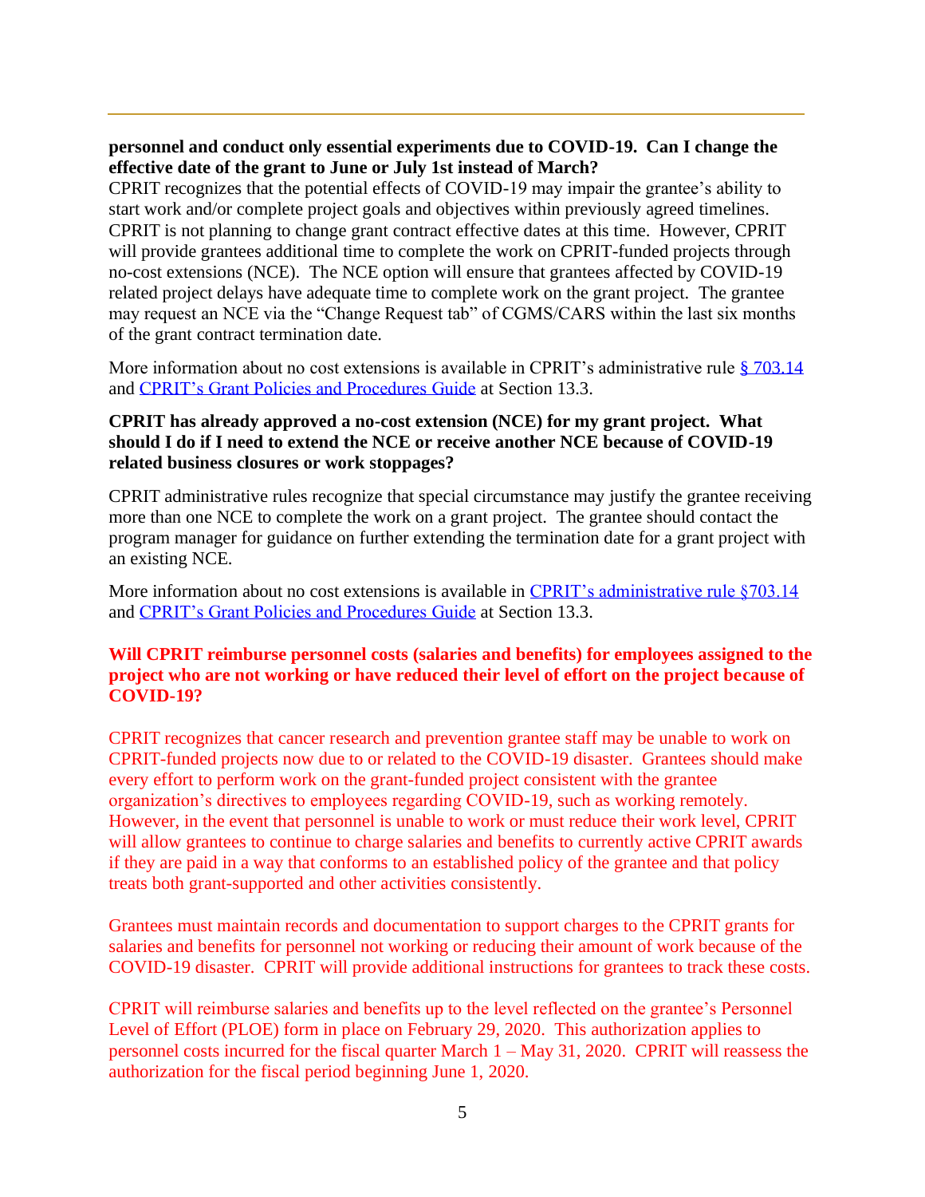**personnel and conduct only essential experiments due to COVID-19. Can I change the effective date of the grant to June or July 1st instead of March?**

CPRIT recognizes that the potential effects of COVID-19 may impair the grantee's ability to start work and/or complete project goals and objectives within previously agreed timelines. CPRIT is not planning to change grant contract effective dates at this time. However, CPRIT will provide grantees additional time to complete the work on CPRIT-funded projects through no-cost extensions (NCE). The NCE option will ensure that grantees affected by COVID-19 related project delays have adequate time to complete work on the grant project. The grantee may request an NCE via the "Change Request tab" of CGMS/CARS within the last six months of the grant contract termination date.

More information about no cost extensions is available in CPRIT's administrative rule [§ 703.14] and [CPRIT's Grant Policies and Procedures Guide] at Section 13.3.

**CPRIT has already approved a no-cost extension (NCE) for my grant project. What should I do if I need to extend the NCE or receive another NCE because of COVID-19 related business closures or work stoppages?**

CPRIT administrative rules recognize that special circumstance may justify the grantee receiving more than one NCE to complete the work on a grant project. The grantee should contact the program manager for guidance on further extending the termination date for a grant project with an existing NCE.

More information about no cost extensions is available in [CPRIT's administrative rule §703.14] and [CPRIT's Grant Policies and Procedures Guide] at Section 13.3.

**Will CPRIT reimburse personnel costs (salaries and benefits) for employees assigned to the project who are not working or have reduced their level of effort on the project because of COVID-19?**

CPRIT recognizes that cancer research and prevention grantee staff may be unable to work on CPRIT-funded projects now due to or related to the COVID-19 disaster. Grantees should make every effort to perform work on the grant-funded project consistent with the grantee organization's directives to employees regarding COVID-19, such as working remotely. However, in the event that personnel is unable to work or must reduce their work level, CPRIT will allow grantees to continue to charge salaries and benefits to currently active CPRIT awards if they are paid in a way that conforms to an established policy of the grantee and that policy treats both grant-supported and other activities consistently.

Grantees must maintain records and documentation to support charges to the CPRIT grants for salaries and benefits for personnel not working or reducing their amount of work because of the COVID-19 disaster. CPRIT will provide additional instructions for grantees to track these costs.

CPRIT will reimburse salaries and benefits up to the level reflected on the grantee's Personnel Level of Effort (PLOE) form in place on February 29, 2020. This authorization applies to personnel costs incurred for the fiscal quarter March 1 – May 31, 2020. CPRIT will reassess the authorization for the fiscal period beginning June 1, 2020.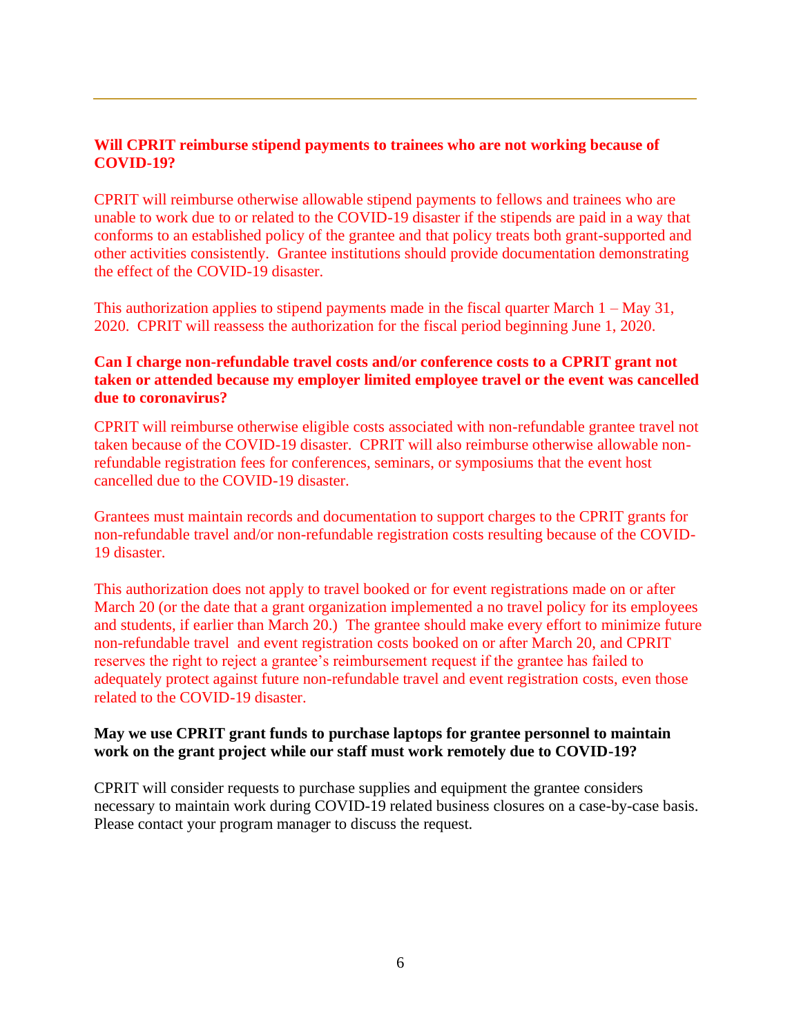**Will CPRIT reimburse stipend payments to trainees who are not working because of COVID-19?**

CPRIT will reimburse otherwise allowable stipend payments to fellows and trainees who are unable to work due to or related to the COVID-19 disaster if the stipends are paid in a way that conforms to an established policy of the grantee and that policy treats both grant-supported and other activities consistently. Grantee institutions should provide documentation demonstrating the effect of the COVID-19 disaster.

This authorization applies to stipend payments made in the fiscal quarter March 1 – May 31, 2020. CPRIT will reassess the authorization for the fiscal period beginning June 1, 2020.

**Can I charge non-refundable travel costs and/or conference costs to a CPRIT grant not taken or attended because my employer limited employee travel or the event was cancelled due to coronavirus?**

CPRIT will reimburse otherwise eligible costs associated with non-refundable grantee travel not taken because of the COVID-19 disaster. CPRIT will also reimburse otherwise allowable non-refundable registration fees for conferences, seminars, or symposiums that the event host cancelled due to the COVID-19 disaster.

Grantees must maintain records and documentation to support charges to the CPRIT grants for non-refundable travel and/or non-refundable registration costs resulting because of the COVID-19 disaster.

This authorization does not apply to travel booked or for event registrations made on or after March 20 (or the date that a grant organization implemented a no travel policy for its employees and students, if earlier than March 20.) The grantee should make every effort to minimize future non-refundable travel and event registration costs booked on or after March 20, and CPRIT reserves the right to reject a grantee's reimbursement request if the grantee has failed to adequately protect against future non-refundable travel and event registration costs, even those related to the COVID-19 disaster.

**May we use CPRIT grant funds to purchase laptops for grantee personnel to maintain work on the grant project while our staff must work remotely due to COVID-19?**

CPRIT will consider requests to purchase supplies and equipment the grantee considers necessary to maintain work during COVID-19 related business closures on a case-by-case basis. Please contact your program manager to discuss the request.